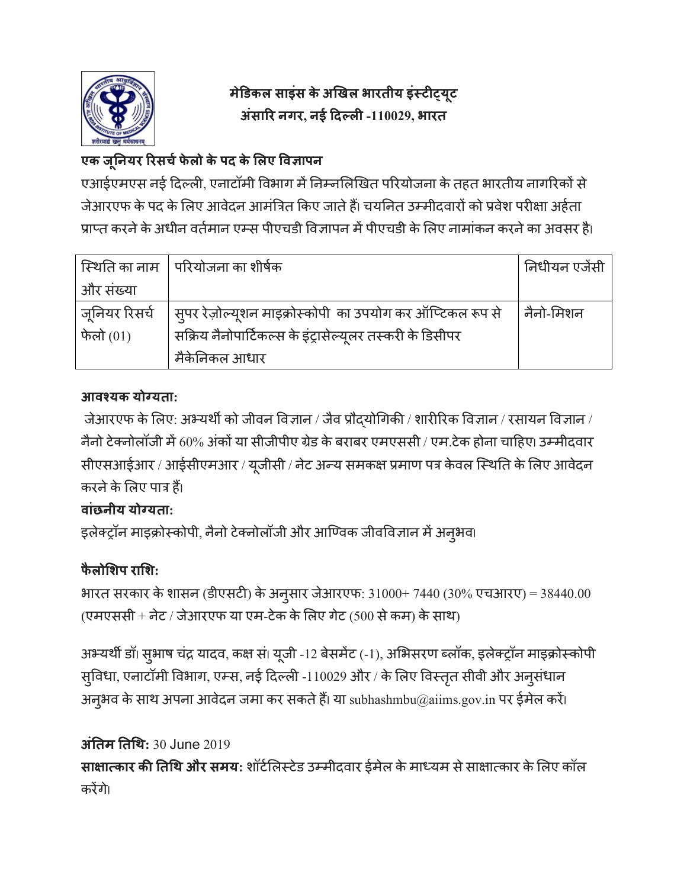**मेडिकल साइंस के अखिल भारतीय इंस्टीट्यूट**
**अंसारि नगर, नई दिल्ली -110029, भारत**

## एक जूनियर रिसर्च फेलो के पद के लिए विज्ञापन

एआईएमएस नई दिल्ली, एनाटॉमी विभाग में निम्नलिखित परियोजना के तहत भारतीय नागरिकों से जेआरएफ के पद के लिए आवेदन आमंत्रित किए जाते हैं। चयनित उम्मीदवारों को प्रवेश परीक्षा अर्हता प्राप्त करने के अधीन वर्तमान एम्स पीएचडी विज्ञापन में पीएचडी के लिए नामांकन करने का अवसर है।

| स्थिति का नाम और संख्या | परियोजना का शीर्षक | निधीयन एजेंसी |
| --- | --- | --- |
| जूनियर रिसर्च फेलो (01) | सुपर रेज़ोल्यूशन माइक्रोस्कोपी का उपयोग कर ऑप्टिकल रूप से सक्रिय नैनोपार्टिकल्स के इंट्रासेल्यूलर तस्करी के डिसीपर मैकेनिकल आधार | नैनो-मिशन |

**आवश्यक योग्यता:**

जेआरएफ के लिए: अभ्यर्थी को जीवन विज्ञान / जैव प्रौद्योगिकी / शारीरिक विज्ञान / रसायन विज्ञान / नैनो टेक्नोलॉजी में 60% अंकों या सीजीपीए ग्रेड के बराबर एमएससी / एम.टेक होना चाहिए। उम्मीदवार सीएसआईआर / आईसीएमआर / यूजीसी / नेट अन्य समकक्ष प्रमाण पत्र केवल स्थिति के लिए आवेदन करने के लिए पात्र हैं।

**वांछनीय योग्यता:**

इलेक्ट्रॉन माइक्रोस्कोपी, नैनो टेक्नोलॉजी और आण्विक जीवविज्ञान में अनुभव।

**फैलोशिप राशि:**

भारत सरकार के शासन (डीएसटी) के अनुसार जेआरएफ: 31000+ 7440 (30% एचआरए) = 38440.00 (एमएससी + नेट / जेआरएफ या एम-टेक के लिए गेट (500 से कम) के साथ)

अभ्यर्थी डॉ। सुभाष चंद्र यादव, कक्ष सं। यूजी -12 बेसमेंट (-1), अभिसरण ब्लॉक, इलेक्ट्रॉन माइक्रोस्कोपी सुविधा, एनाटॉमी विभाग, एम्स, नई दिल्ली -110029 और / के लिए विस्तृत सीवी और अनुसंधान अनुभव के साथ अपना आवेदन जमा कर सकते हैं। या subhashmbu@aiims.gov.in पर ईमेल करें।

**अंतिम तिथि:** 30 June 2019

**साक्षात्कार की तिथि और समय:** शॉर्टलिस्टेड उम्मीदवार ईमेल के माध्यम से साक्षात्कार के लिए कॉल करेंगे।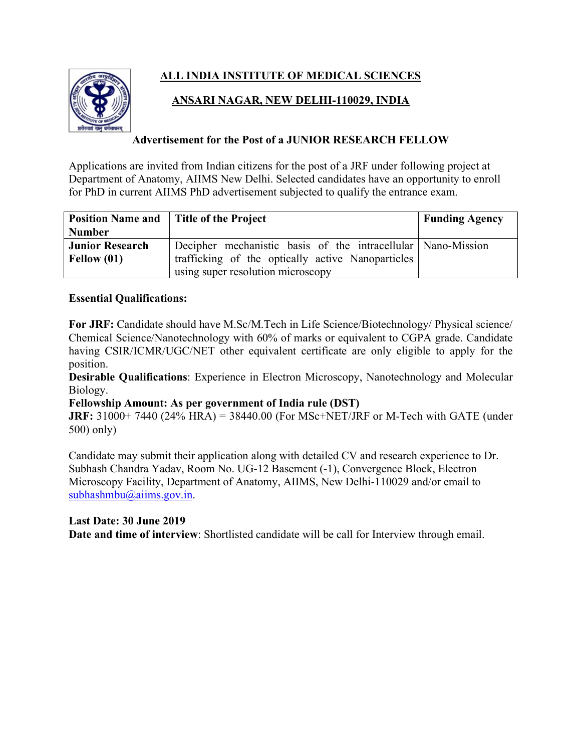# ALL INDIA INSTITUTE OF MEDICAL SCIENCES

## ANSARI NAGAR, NEW DELHI-110029, INDIA

### Advertisement for the Post of a JUNIOR RESEARCH FELLOW

Applications are invited from Indian citizens for the post of a JRF under following project at Department of Anatomy, AIIMS New Delhi. Selected candidates have an opportunity to enroll for PhD in current AIIMS PhD advertisement subjected to qualify the entrance exam.

| Position Name and Number | Title of the Project | Funding Agency |
|---|---|---|
| **Junior Research Fellow (01)** | Decipher mechanistic basis of the intracellular trafficking of the optically active Nanoparticles using super resolution microscopy | Nano-Mission |

**Essential Qualifications:**

**For JRF:** Candidate should have M.Sc/M.Tech in Life Science/Biotechnology/ Physical science/ Chemical Science/Nanotechnology with 60% of marks or equivalent to CGPA grade. Candidate having CSIR/ICMR/UGC/NET other equivalent certificate are only eligible to apply for the position.

**Desirable Qualifications**: Experience in Electron Microscopy, Nanotechnology and Molecular Biology.

**Fellowship Amount: As per government of India rule (DST)**

**JRF:** 31000+ 7440 (24% HRA) = 38440.00 (For MSc+NET/JRF or M-Tech with GATE (under 500) only)

Candidate may submit their application along with detailed CV and research experience to Dr. Subhash Chandra Yadav, Room No. UG-12 Basement (-1), Convergence Block, Electron Microscopy Facility, Department of Anatomy, AIIMS, New Delhi-110029 and/or email to subhashmbu@aiims.gov.in.

**Last Date: 30 June 2019**

**Date and time of interview**: Shortlisted candidate will be call for Interview through email.